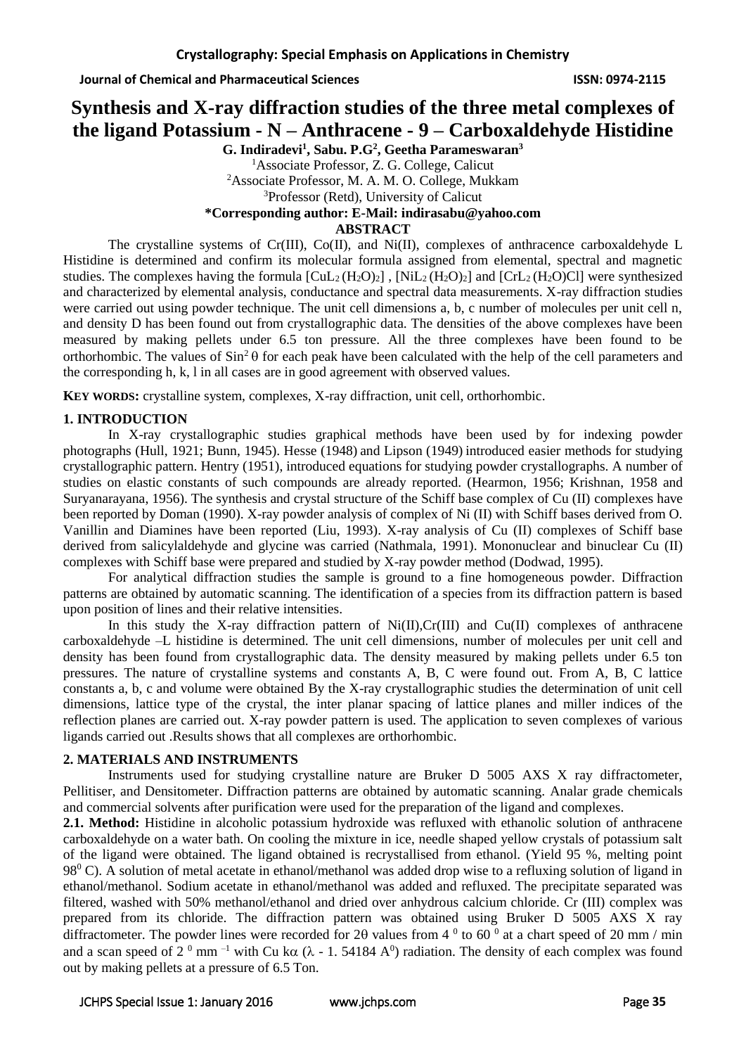# Synthesis and X-ray diffraction studies of the three metal complexes of the ligand Potassium - N – Anthracene - 9 – Carboxaldehyde Histidine

**G. Indiradevi[1], Sabu. P.G[2], Geetha Parameswaran[3]**

[1]Associate Professor, Z. G. College, Calicut

[2]Associate Professor, M. A. M. O. College, Mukkam

[3]Professor (Retd), University of Calicut

**\*Corresponding author: E-Mail: indirasabu@yahoo.com**

**ABSTRACT**

The crystalline systems of Cr(III), Co(II), and Ni(II), complexes of anthracence carboxaldehyde L Histidine is determined and confirm its molecular formula assigned from elemental, spectral and magnetic studies. The complexes having the formula $[CuL_2(H_2O)_2]$, $[NiL_2(H_2O)_2]$ and $[CrL_2(H_2O)Cl]$ were synthesized and characterized by elemental analysis, conductance and spectral data measurements. X-ray diffraction studies were carried out using powder technique. The unit cell dimensions a, b, c number of molecules per unit cell n, and density D has been found out from crystallographic data. The densities of the above complexes have been measured by making pellets under 6.5 ton pressure. All the three complexes have been found to be orthorhombic. The values of $Sin^2\,\theta$ for each peak have been calculated with the help of the cell parameters and the corresponding h, k, l in all cases are in good agreement with observed values.

**KEY WORDS:** crystalline system, complexes, X-ray diffraction, unit cell, orthorhombic.

## 1. INTRODUCTION

In X-ray crystallographic studies graphical methods have been used by for indexing powder photographs (Hull, 1921; Bunn, 1945). Hesse (1948) and Lipson (1949) introduced easier methods for studying crystallographic pattern. Hentry (1951), introduced equations for studying powder crystallographs. A number of studies on elastic constants of such compounds are already reported. (Hearmon, 1956; Krishnan, 1958 and Suryanarayana, 1956). The synthesis and crystal structure of the Schiff base complex of Cu (II) complexes have been reported by Doman (1990). X-ray powder analysis of complex of Ni (II) with Schiff bases derived from O. Vanillin and Diamines have been reported (Liu, 1993). X-ray analysis of Cu (II) complexes of Schiff base derived from salicylaldehyde and glycine was carried (Nathmala, 1991). Mononuclear and binuclear Cu (II) complexes with Schiff base were prepared and studied by X-ray powder method (Dodwad, 1995).

For analytical diffraction studies the sample is ground to a fine homogeneous powder. Diffraction patterns are obtained by automatic scanning. The identification of a species from its diffraction pattern is based upon position of lines and their relative intensities.

In this study the X-ray diffraction pattern of Ni(II),Cr(III) and Cu(II) complexes of anthracene carboxaldehyde –L histidine is determined. The unit cell dimensions, number of molecules per unit cell and density has been found from crystallographic data. The density measured by making pellets under 6.5 ton pressures. The nature of crystalline systems and constants A, B, C were found out. From A, B, C lattice constants a, b, c and volume were obtained By the X-ray crystallographic studies the determination of unit cell dimensions, lattice type of the crystal, the inter planar spacing of lattice planes and miller indices of the reflection planes are carried out. X-ray powder pattern is used. The application to seven complexes of various ligands carried out .Results shows that all complexes are orthorhombic.

## 2. MATERIALS AND INSTRUMENTS

Instruments used for studying crystalline nature are Bruker D 5005 AXS X ray diffractometer, Pellitiser, and Densitometer. Diffraction patterns are obtained by automatic scanning. Analar grade chemicals and commercial solvents after purification were used for the preparation of the ligand and complexes.

**2.1. Method:** Histidine in alcoholic potassium hydroxide was refluxed with ethanolic solution of anthracene carboxaldehyde on a water bath. On cooling the mixture in ice, needle shaped yellow crystals of potassium salt of the ligand were obtained. The ligand obtained is recrystallised from ethanol. (Yield 95 %, melting point $98^0$ C). A solution of metal acetate in ethanol/methanol was added drop wise to a refluxing solution of ligand in ethanol/methanol. Sodium acetate in ethanol/methanol was added and refluxed. The precipitate separated was filtered, washed with 50% methanol/ethanol and dried over anhydrous calcium chloride. Cr (III) complex was prepared from its chloride. The diffraction pattern was obtained using Bruker D 5005 AXS X ray diffractometer. The powder lines were recorded for 2θ values from $4^0$ to $60^0$ at a chart speed of 20 mm / min and a scan speed of $2^0$ mm $^{-1}$ with Cu kα (λ - 1. 54184 $A^0$) radiation. The density of each complex was found out by making pellets at a pressure of 6.5 Ton.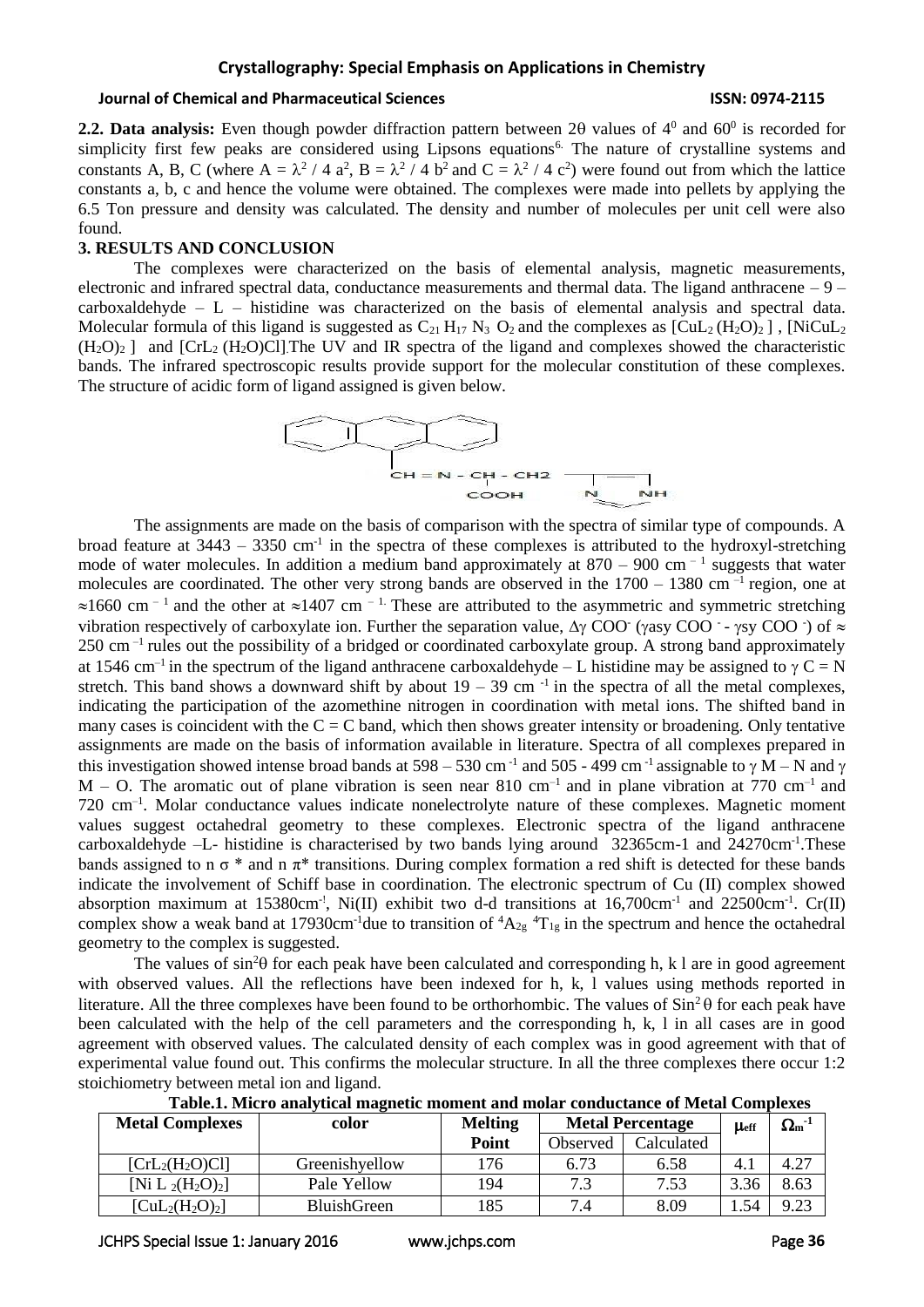**2.2. Data analysis:** Even though powder diffraction pattern between 2θ values of $4^0$ and $60^0$ is recorded for simplicity first few peaks are considered using Lipsons equations[6]. The nature of crystalline systems and constants A, B, C (where $A = \lambda^2 / 4 a^2$, $B = \lambda^2 / 4 b^2$ and $C = \lambda^2 / 4 c^2$) were found out from which the lattice constants a, b, c and hence the volume were obtained. The complexes were made into pellets by applying the 6.5 Ton pressure and density was calculated. The density and number of molecules per unit cell were also found.

## 3. RESULTS AND CONCLUSION

The complexes were characterized on the basis of elemental analysis, magnetic measurements, electronic and infrared spectral data, conductance measurements and thermal data. The ligand anthracene – 9 – carboxaldehyde – L – histidine was characterized on the basis of elemental analysis and spectral data. Molecular formula of this ligand is suggested as $C_{21} H_{17} N_3 O_2$ and the complexes as $[CuL_2 (H_2O)_2]$ , $[NiCuL_2 (H_2O)_2]$ and $[CrL_2 (H_2O)Cl]$. The UV and IR spectra of the ligand and complexes showed the characteristic bands. The infrared spectroscopic results provide support for the molecular constitution of these complexes. The structure of acidic form of ligand assigned is given below.

The assignments are made on the basis of comparison with the spectra of similar type of compounds. A broad feature at 3443 – 3350 $cm^{-1}$ in the spectra of these complexes is attributed to the hydroxyl-stretching mode of water molecules. In addition a medium band approximately at 870 – 900 $cm^{-1}$ suggests that water molecules are coordinated. The other very strong bands are observed in the 1700 – 1380 $cm^{-1}$ region, one at ≈1660 $cm^{-1}$ and the other at ≈1407 $cm^{-1}$. These are attributed to the asymmetric and symmetric stretching vibration respectively of carboxylate ion. Further the separation value, Δγ $COO^-$ (γasy $COO^-$ - γsy $COO^-$) of ≈ 250 $cm^{-1}$ rules out the possibility of a bridged or coordinated carboxylate group. A strong band approximately at 1546 $cm^{-1}$ in the spectrum of the ligand anthracene carboxaldehyde – L histidine may be assigned to γ C = N stretch. This band shows a downward shift by about 19 – 39 $cm^{-1}$ in the spectra of all the metal complexes, indicating the participation of the azomethine nitrogen in coordination with metal ions. The shifted band in many cases is coincident with the C = C band, which then shows greater intensity or broadening. Only tentative assignments are made on the basis of information available in literature. Spectra of all complexes prepared in this investigation showed intense broad bands at 598 – 530 $cm^{-1}$ and 505 - 499 $cm^{-1}$ assignable to γ M – N and γ M – O. The aromatic out of plane vibration is seen near 810 $cm^{-1}$ and in plane vibration at 770 $cm^{-1}$ and 720 $cm^{-1}$. Molar conductance values indicate nonelectrolyte nature of these complexes. Magnetic moment values suggest octahedral geometry to these complexes. Electronic spectra of the ligand anthracene carboxaldehyde –L- histidine is characterised by two bands lying around 32365cm-1 and 24270$cm^{-1}$.These bands assigned to n σ * and n π* transitions. During complex formation a red shift is detected for these bands indicate the involvement of Schiff base in coordination. The electronic spectrum of Cu (II) complex showed absorption maximum at 15380$cm^{-1}$, Ni(II) exhibit two d-d transitions at 16,700$cm^{-1}$ and 22500$cm^{-1}$. Cr(II) complex show a weak band at 17930$cm^{-1}$due to transition of $^4A_{2g}$ $^4T_{1g}$ in the spectrum and hence the octahedral geometry to the complex is suggested.

The values of $\sin^2\theta$ for each peak have been calculated and corresponding h, k l are in good agreement with observed values. All the reflections have been indexed for h, k, l values using methods reported in literature. All the three complexes have been found to be orthorhombic. The values of $\sin^2\theta$ for each peak have been calculated with the help of the cell parameters and the corresponding h, k, l in all cases are in good agreement with observed values. The calculated density of each complex was in good agreement with that of experimental value found out. This confirms the molecular structure. In all the three complexes there occur 1:2 stoichiometry between metal ion and ligand.

**Table.1. Micro analytical magnetic moment and molar conductance of Metal Complexes**

| Metal Complexes | color | Melting Point | Metal Percentage | | $\mu_{eff}$ | $\Omega_m^{-1}$ |
|---|---|---|---|---|---|---|
| | | | Observed | Calculated | | |
| $[CrL_2(H_2O)Cl]$ | Greenishyellow | 176 | 6.73 | 6.58 | 4.1 | 4.27 |
| $[Ni L_2(H_2O)_2]$ | Pale Yellow | 194 | 7.3 | 7.53 | 3.36 | 8.63 |
| $[CuL_2(H_2O)_2]$ | BluishGreen | 185 | 7.4 | 8.09 | 1.54 | 9.23 |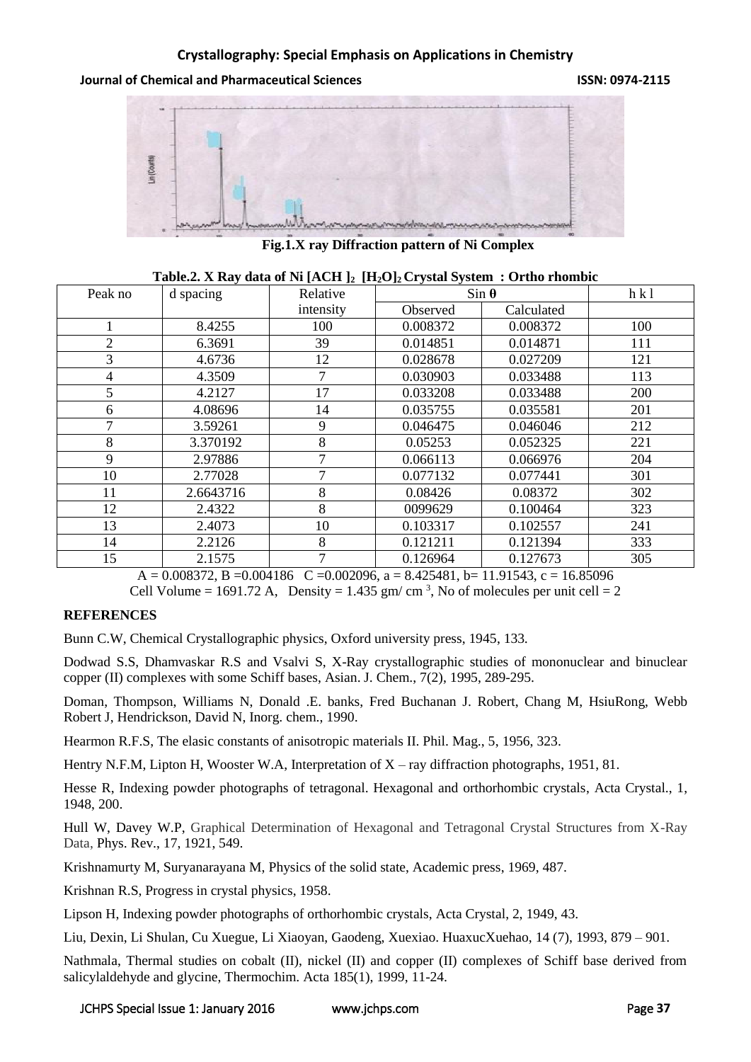Lin (Counts)

**Fig.1.X ray Diffraction pattern of Ni Complex**

**Table.2. X Ray data of Ni [ACH ]$_2$ [$H_2O$]$_2$ Crystal System : Ortho rhombic**

| Peak no | d spacing | Relative intensity | Sin θ | | h k l |
|---|---|---|---|---|---|
| | | | Observed | Calculated | |
| 1 | 8.4255 | 100 | 0.008372 | 0.008372 | 100 |
| 2 | 6.3691 | 39 | 0.014851 | 0.014871 | 111 |
| 3 | 4.6736 | 12 | 0.028678 | 0.027209 | 121 |
| 4 | 4.3509 | 7 | 0.030903 | 0.033488 | 113 |
| 5 | 4.2127 | 17 | 0.033208 | 0.033488 | 200 |
| 6 | 4.08696 | 14 | 0.035755 | 0.035581 | 201 |
| 7 | 3.59261 | 9 | 0.046475 | 0.046046 | 212 |
| 8 | 3.370192 | 8 | 0.05253 | 0.052325 | 221 |
| 9 | 2.97886 | 7 | 0.066113 | 0.066976 | 204 |
| 10 | 2.77028 | 7 | 0.077132 | 0.077441 | 301 |
| 11 | 2.6643716 | 8 | 0.08426 | 0.08372 | 302 |
| 12 | 2.4322 | 8 | 0099629 | 0.100464 | 323 |
| 13 | 2.4073 | 10 | 0.103317 | 0.102557 | 241 |
| 14 | 2.2126 | 8 | 0.121211 | 0.121394 | 333 |
| 15 | 2.1575 | 7 | 0.126964 | 0.127673 | 305 |

A = 0.008372, B =0.004186 C =0.002096, a = 8.425481, b= 11.91543, c = 16.85096

Cell Volume = 1691.72 A, Density = 1.435 gm/ cm $^3$, No of molecules per unit cell = 2

## REFERENCES

Bunn C.W, Chemical Crystallographic physics, Oxford university press, 1945, 133.

Dodwad S.S, Dhamvaskar R.S and Vsalvi S, X-Ray crystallographic studies of mononuclear and binuclear copper (II) complexes with some Schiff bases, Asian. J. Chem., 7(2), 1995, 289-295.

Doman, Thompson, Williams N, Donald .E. banks, Fred Buchanan J. Robert, Chang M, HsiuRong, Webb Robert J, Hendrickson, David N, Inorg. chem., 1990.

Hearmon R.F.S, The elasic constants of anisotropic materials II. Phil. Mag., 5, 1956, 323.

Hentry N.F.M, Lipton H, Wooster W.A, Interpretation of X – ray diffraction photographs, 1951, 81.

Hesse R, Indexing powder photographs of tetragonal. Hexagonal and orthorhombic crystals, Acta Crystal., 1, 1948, 200.

Hull W, Davey W.P, Graphical Determination of Hexagonal and Tetragonal Crystal Structures from X-Ray Data, Phys. Rev., 17, 1921, 549.

Krishnamurty M, Suryanarayana M, Physics of the solid state, Academic press, 1969, 487.

Krishnan R.S, Progress in crystal physics, 1958.

Lipson H, Indexing powder photographs of orthorhombic crystals, Acta Crystal, 2, 1949, 43.

Liu, Dexin, Li Shulan, Cu Xuegue, Li Xiaoyan, Gaodeng, Xuexiao. HuaxucXuehao, 14 (7), 1993, 879 – 901.

Nathmala, Thermal studies on cobalt (II), nickel (II) and copper (II) complexes of Schiff base derived from salicylaldehyde and glycine, Thermochim. Acta 185(1), 1999, 11-24.